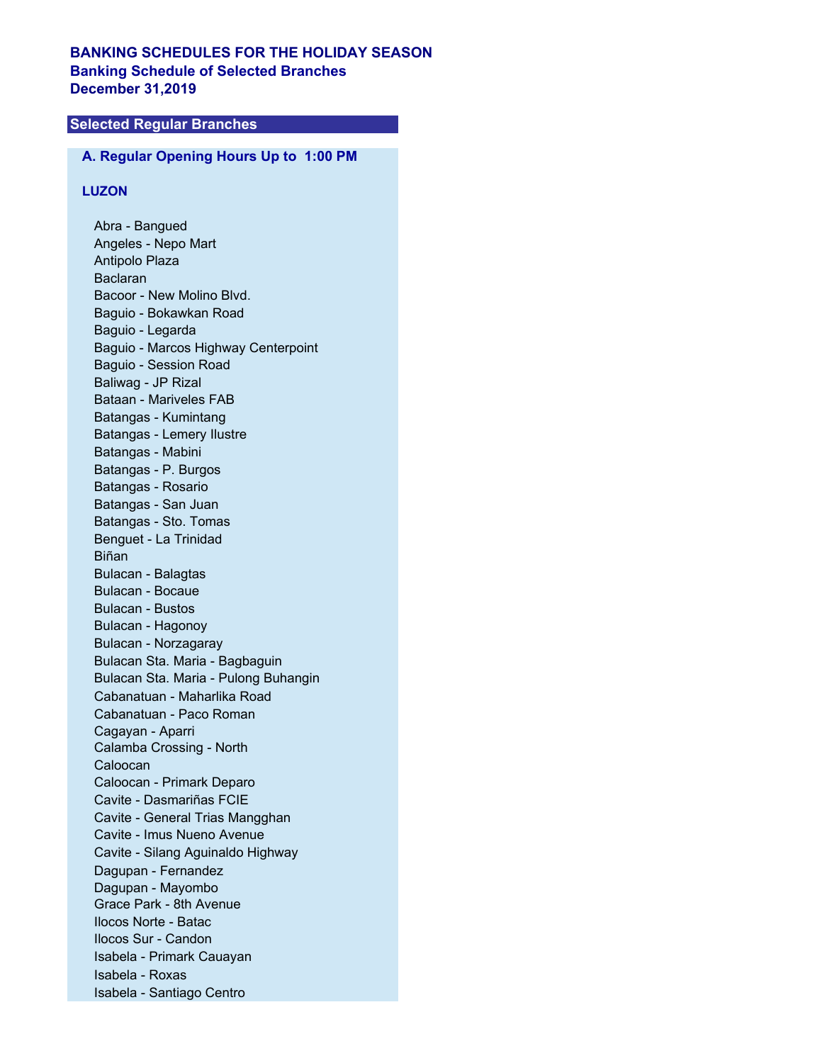# BANKING SCHEDULES FOR THE HOLIDAY SEASON

## Banking Schedule of Selected Branches

## December 31,2019

### Selected Regular Branches

#### A. Regular Opening Hours Up to 1:00 PM

**LUZON**

- Abra - Bangued
- Angeles - Nepo Mart
- Antipolo Plaza
- Baclaran
- Bacoor - New Molino Blvd.
- Baguio - Bokawkan Road
- Baguio - Legarda
- Baguio - Marcos Highway Centerpoint
- Baguio - Session Road
- Baliwag - JP Rizal
- Bataan - Mariveles FAB
- Batangas - Kumintang
- Batangas - Lemery Ilustre
- Batangas - Mabini
- Batangas - P. Burgos
- Batangas - Rosario
- Batangas - San Juan
- Batangas - Sto. Tomas
- Benguet - La Trinidad
- Biñan
- Bulacan - Balagtas
- Bulacan - Bocaue
- Bulacan - Bustos
- Bulacan - Hagonoy
- Bulacan - Norzagaray
- Bulacan Sta. Maria - Bagbaguin
- Bulacan Sta. Maria - Pulong Buhangin
- Cabanatuan - Maharlika Road
- Cabanatuan - Paco Roman
- Cagayan - Aparri
- Calamba Crossing - North
- Caloocan
- Caloocan - Primark Deparo
- Cavite - Dasmariñas FCIE
- Cavite - General Trias Mangghan
- Cavite - Imus Nueno Avenue
- Cavite - Silang Aguinaldo Highway
- Dagupan - Fernandez
- Dagupan - Mayombo
- Grace Park - 8th Avenue
- Ilocos Norte - Batac
- Ilocos Sur - Candon
- Isabela - Primark Cauayan
- Isabela - Roxas
- Isabela - Santiago Centro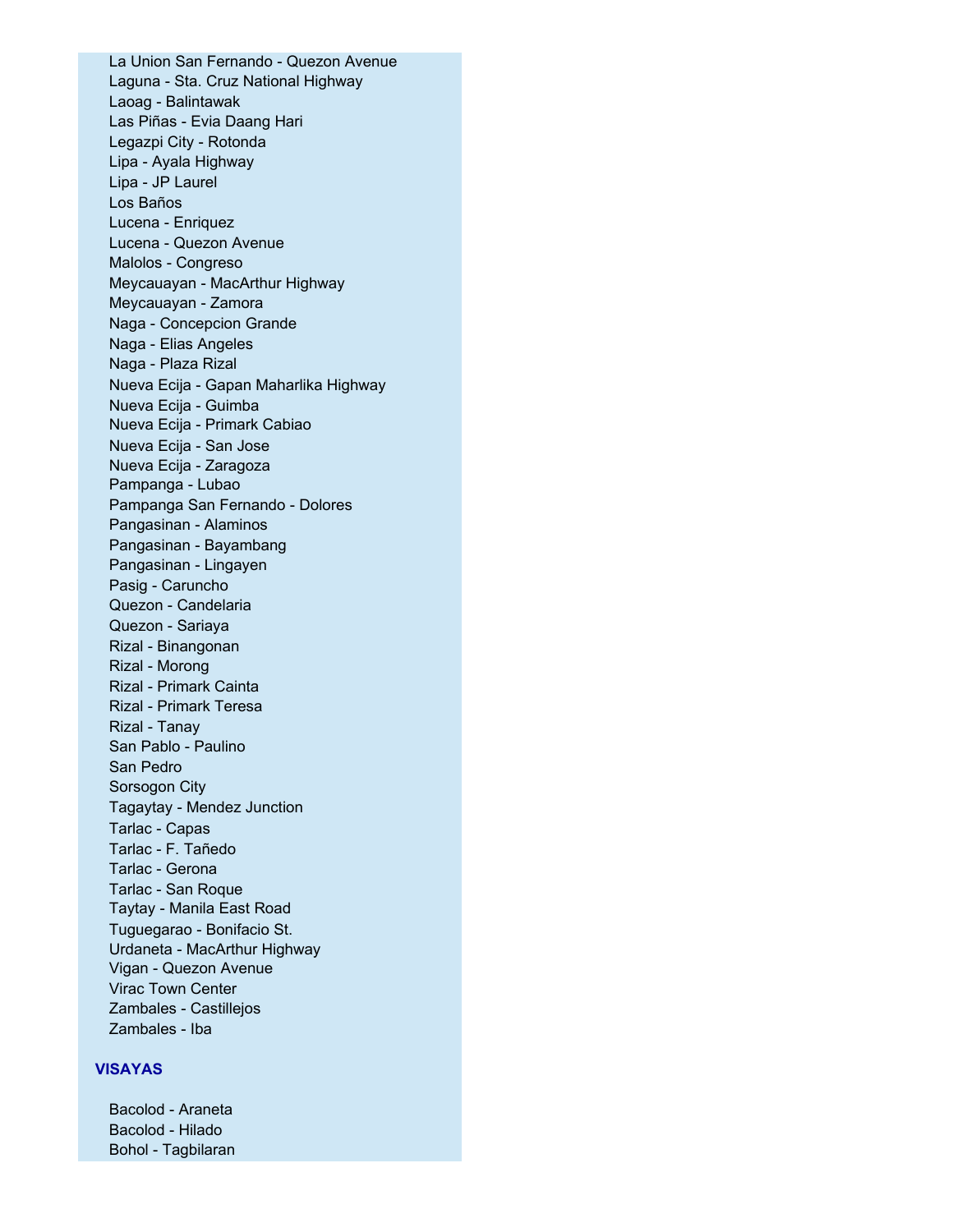La Union San Fernando - Quezon Avenue
Laguna - Sta. Cruz National Highway
Laoag - Balintawak
Las Piñas - Evia Daang Hari
Legazpi City - Rotonda
Lipa - Ayala Highway
Lipa - JP Laurel
Los Baños
Lucena - Enriquez
Lucena - Quezon Avenue
Malolos - Congreso
Meycauayan - MacArthur Highway
Meycauayan - Zamora
Naga - Concepcion Grande
Naga - Elias Angeles
Naga - Plaza Rizal
Nueva Ecija - Gapan Maharlika Highway
Nueva Ecija - Guimba
Nueva Ecija - Primark Cabiao
Nueva Ecija - San Jose
Nueva Ecija - Zaragoza
Pampanga - Lubao
Pampanga San Fernando - Dolores
Pangasinan - Alaminos
Pangasinan - Bayambang
Pangasinan - Lingayen
Pasig - Caruncho
Quezon - Candelaria
Quezon - Sariaya
Rizal - Binangonan
Rizal - Morong
Rizal - Primark Cainta
Rizal - Primark Teresa
Rizal - Tanay
San Pablo - Paulino
San Pedro
Sorsogon City
Tagaytay - Mendez Junction
Tarlac - Capas
Tarlac - F. Tañedo
Tarlac - Gerona
Tarlac - San Roque
Taytay - Manila East Road
Tuguegarao - Bonifacio St.
Urdaneta - MacArthur Highway
Vigan - Quezon Avenue
Virac Town Center
Zambales - Castillejos
Zambales - Iba

**VISAYAS**

Bacolod - Araneta
Bacolod - Hilado
Bohol - Tagbilaran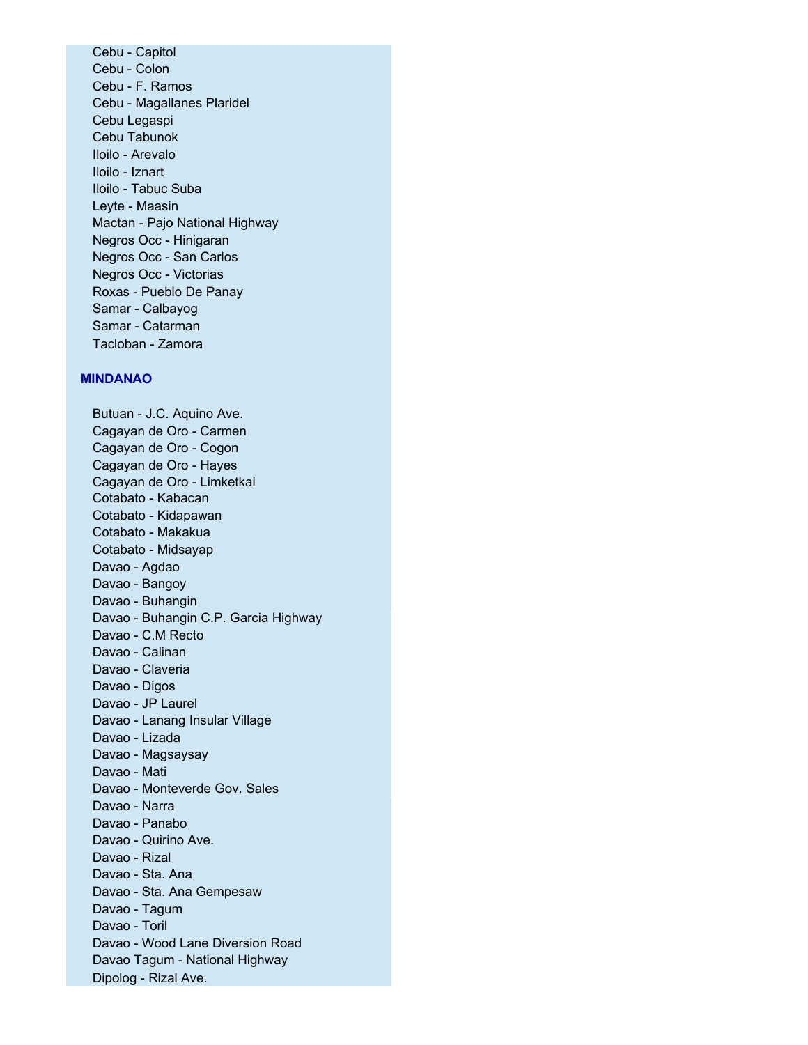Cebu - Capitol
Cebu - Colon
Cebu - F. Ramos
Cebu - Magallanes Plaridel
Cebu Legaspi
Cebu Tabunok
Iloilo - Arevalo
Iloilo - Iznart
Iloilo - Tabuc Suba
Leyte - Maasin
Mactan - Pajo National Highway
Negros Occ - Hinigaran
Negros Occ - San Carlos
Negros Occ - Victorias
Roxas - Pueblo De Panay
Samar - Calbayog
Samar - Catarman
Tacloban - Zamora

**MINDANAO**

Butuan - J.C. Aquino Ave.
Cagayan de Oro - Carmen
Cagayan de Oro - Cogon
Cagayan de Oro - Hayes
Cagayan de Oro - Limketkai
Cotabato - Kabacan
Cotabato - Kidapawan
Cotabato - Makakua
Cotabato - Midsayap
Davao - Agdao
Davao - Bangoy
Davao - Buhangin
Davao - Buhangin C.P. Garcia Highway
Davao - C.M Recto
Davao - Calinan
Davao - Claveria
Davao - Digos
Davao - JP Laurel
Davao - Lanang Insular Village
Davao - Lizada
Davao - Magsaysay
Davao - Mati
Davao - Monteverde Gov. Sales
Davao - Narra
Davao - Panabo
Davao - Quirino Ave.
Davao - Rizal
Davao - Sta. Ana
Davao - Sta. Ana Gempesaw
Davao - Tagum
Davao - Toril
Davao - Wood Lane Diversion Road
Davao Tagum - National Highway
Dipolog - Rizal Ave.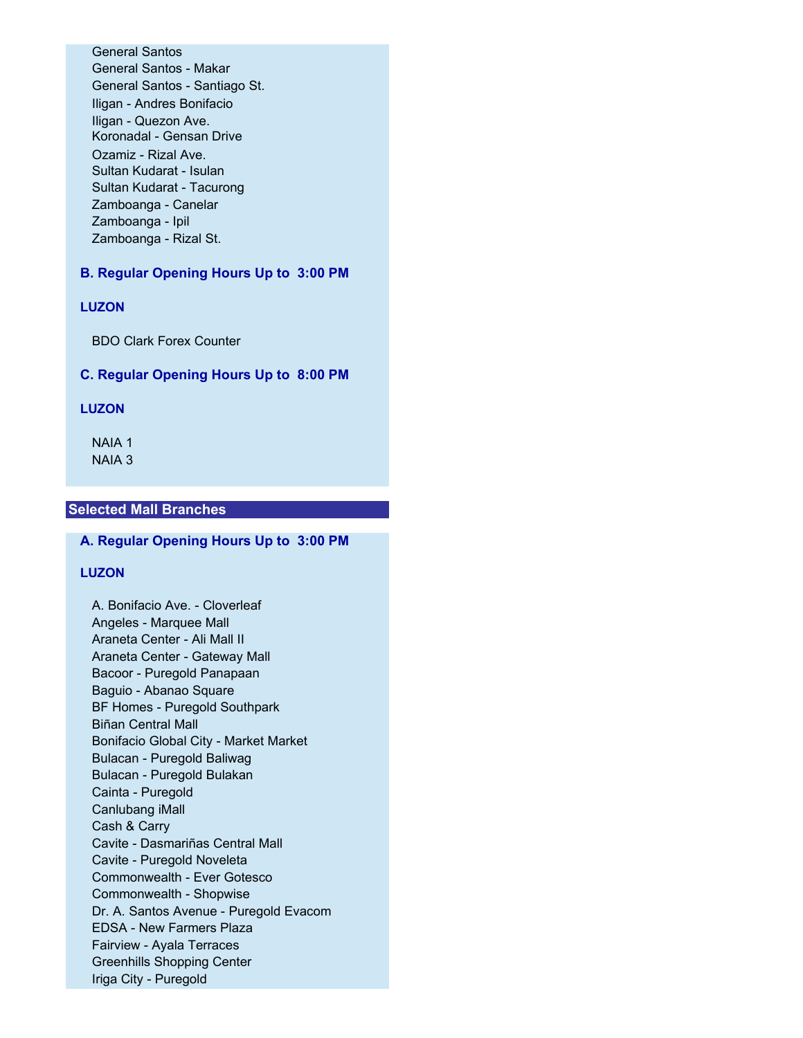General Santos
General Santos - Makar
General Santos - Santiago St.
Iligan - Andres Bonifacio
Iligan - Quezon Ave.
Koronadal - Gensan Drive
Ozamiz - Rizal Ave.
Sultan Kudarat - Isulan
Sultan Kudarat - Tacurong
Zamboanga - Canelar
Zamboanga - Ipil
Zamboanga - Rizal St.

### B. Regular Opening Hours Up to 3:00 PM

#### LUZON

BDO Clark Forex Counter

### C. Regular Opening Hours Up to 8:00 PM

#### LUZON

NAIA 1
NAIA 3

## Selected Mall Branches

### A. Regular Opening Hours Up to 3:00 PM

#### LUZON

A. Bonifacio Ave. - Cloverleaf
Angeles - Marquee Mall
Araneta Center - Ali Mall II
Araneta Center - Gateway Mall
Bacoor - Puregold Panapaan
Baguio - Abanao Square
BF Homes - Puregold Southpark
Biñan Central Mall
Bonifacio Global City - Market Market
Bulacan - Puregold Baliwag
Bulacan - Puregold Bulakan
Cainta - Puregold
Canlubang iMall
Cash & Carry
Cavite - Dasmariñas Central Mall
Cavite - Puregold Noveleta
Commonwealth - Ever Gotesco
Commonwealth - Shopwise
Dr. A. Santos Avenue - Puregold Evacom
EDSA - New Farmers Plaza
Fairview - Ayala Terraces
Greenhills Shopping Center
Iriga City - Puregold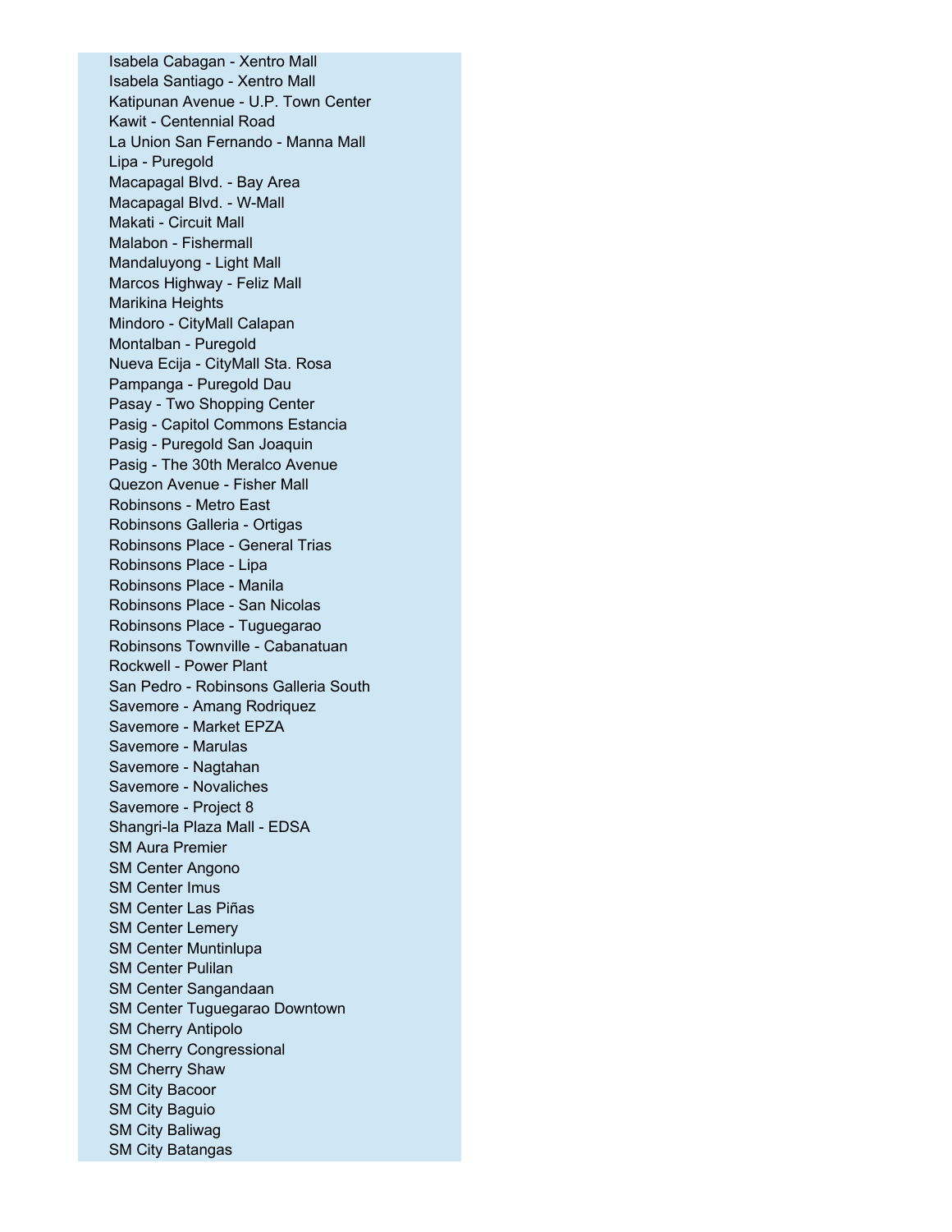Isabela Cabagan - Xentro Mall
Isabela Santiago - Xentro Mall
Katipunan Avenue - U.P. Town Center
Kawit - Centennial Road
La Union San Fernando - Manna Mall
Lipa - Puregold
Macapagal Blvd. - Bay Area
Macapagal Blvd. - W-Mall
Makati - Circuit Mall
Malabon - Fishermall
Mandaluyong - Light Mall
Marcos Highway - Feliz Mall
Marikina Heights
Mindoro - CityMall Calapan
Montalban - Puregold
Nueva Ecija - CityMall Sta. Rosa
Pampanga - Puregold Dau
Pasay - Two Shopping Center
Pasig - Capitol Commons Estancia
Pasig - Puregold San Joaquin
Pasig - The 30th Meralco Avenue
Quezon Avenue - Fisher Mall
Robinsons - Metro East
Robinsons Galleria - Ortigas
Robinsons Place - General Trias
Robinsons Place - Lipa
Robinsons Place - Manila
Robinsons Place - San Nicolas
Robinsons Place - Tuguegarao
Robinsons Townville - Cabanatuan
Rockwell - Power Plant
San Pedro - Robinsons Galleria South
Savemore - Amang Rodriquez
Savemore - Market EPZA
Savemore - Marulas
Savemore - Nagtahan
Savemore - Novaliches
Savemore - Project 8
Shangri-la Plaza Mall - EDSA
SM Aura Premier
SM Center Angono
SM Center Imus
SM Center Las Piñas
SM Center Lemery
SM Center Muntinlupa
SM Center Pulilan
SM Center Sangandaan
SM Center Tuguegarao Downtown
SM Cherry Antipolo
SM Cherry Congressional
SM Cherry Shaw
SM City Bacoor
SM City Baguio
SM City Baliwag
SM City Batangas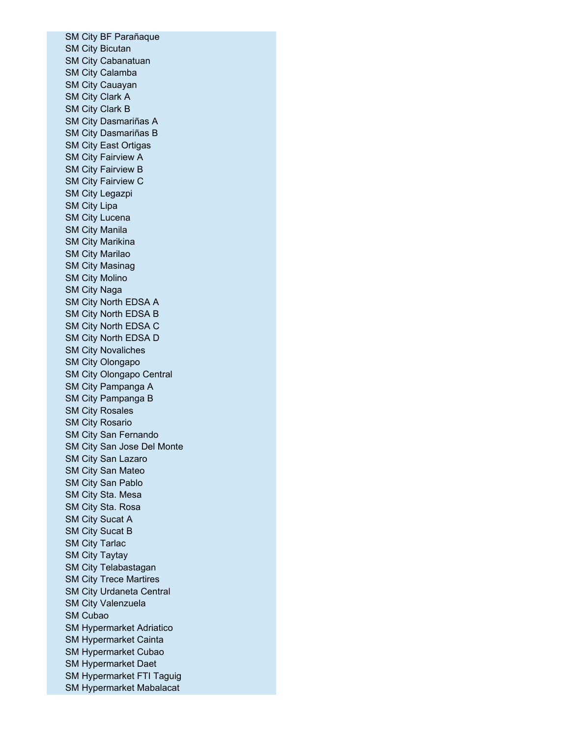SM City BF Parañaque
SM City Bicutan
SM City Cabanatuan
SM City Calamba
SM City Cauayan
SM City Clark A
SM City Clark B
SM City Dasmariñas A
SM City Dasmariñas B
SM City East Ortigas
SM City Fairview A
SM City Fairview B
SM City Fairview C
SM City Legazpi
SM City Lipa
SM City Lucena
SM City Manila
SM City Marikina
SM City Marilao
SM City Masinag
SM City Molino
SM City Naga
SM City North EDSA A
SM City North EDSA B
SM City North EDSA C
SM City North EDSA D
SM City Novaliches
SM City Olongapo
SM City Olongapo Central
SM City Pampanga A
SM City Pampanga B
SM City Rosales
SM City Rosario
SM City San Fernando
SM City San Jose Del Monte
SM City San Lazaro
SM City San Mateo
SM City San Pablo
SM City Sta. Mesa
SM City Sta. Rosa
SM City Sucat A
SM City Sucat B
SM City Tarlac
SM City Taytay
SM City Telabastagan
SM City Trece Martires
SM City Urdaneta Central
SM City Valenzuela
SM Cubao
SM Hypermarket Adriatico
SM Hypermarket Cainta
SM Hypermarket Cubao
SM Hypermarket Daet
SM Hypermarket FTI Taguig
SM Hypermarket Mabalacat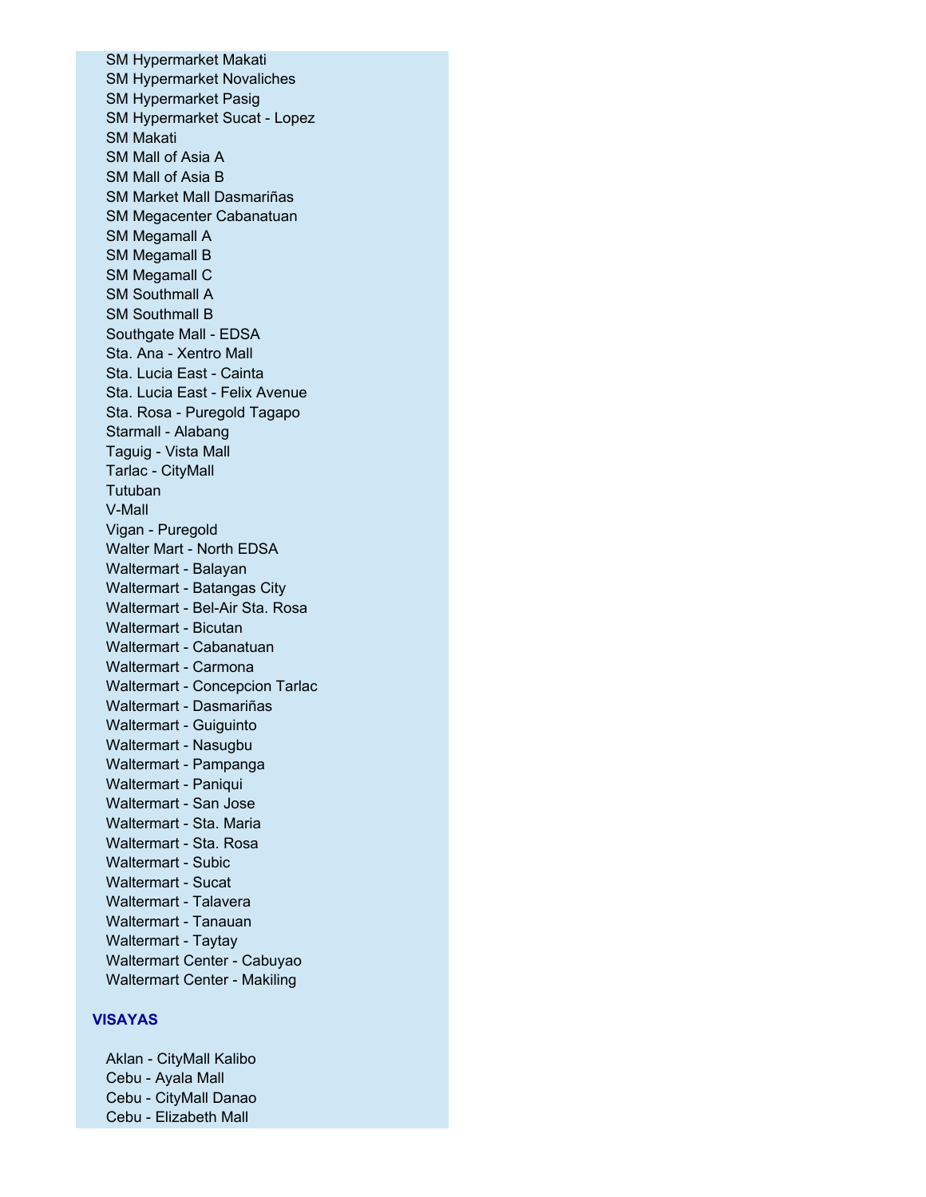SM Hypermarket Makati
SM Hypermarket Novaliches
SM Hypermarket Pasig
SM Hypermarket Sucat - Lopez
SM Makati
SM Mall of Asia A
SM Mall of Asia B
SM Market Mall Dasmariñas
SM Megacenter Cabanatuan
SM Megamall A
SM Megamall B
SM Megamall C
SM Southmall A
SM Southmall B
Southgate Mall - EDSA
Sta. Ana - Xentro Mall
Sta. Lucia East - Cainta
Sta. Lucia East - Felix Avenue
Sta. Rosa - Puregold Tagapo
Starmall - Alabang
Taguig - Vista Mall
Tarlac - CityMall
Tutuban
V-Mall
Vigan - Puregold
Walter Mart - North EDSA
Waltermart - Balayan
Waltermart - Batangas City
Waltermart - Bel-Air Sta. Rosa
Waltermart - Bicutan
Waltermart - Cabanatuan
Waltermart - Carmona
Waltermart - Concepcion Tarlac
Waltermart - Dasmariñas
Waltermart - Guiguinto
Waltermart - Nasugbu
Waltermart - Pampanga
Waltermart - Paniqui
Waltermart - San Jose
Waltermart - Sta. Maria
Waltermart - Sta. Rosa
Waltermart - Subic
Waltermart - Sucat
Waltermart - Talavera
Waltermart - Tanauan
Waltermart - Taytay
Waltermart Center - Cabuyao
Waltermart Center - Makiling

**VISAYAS**

Aklan - CityMall Kalibo
Cebu - Ayala Mall
Cebu - CityMall Danao
Cebu - Elizabeth Mall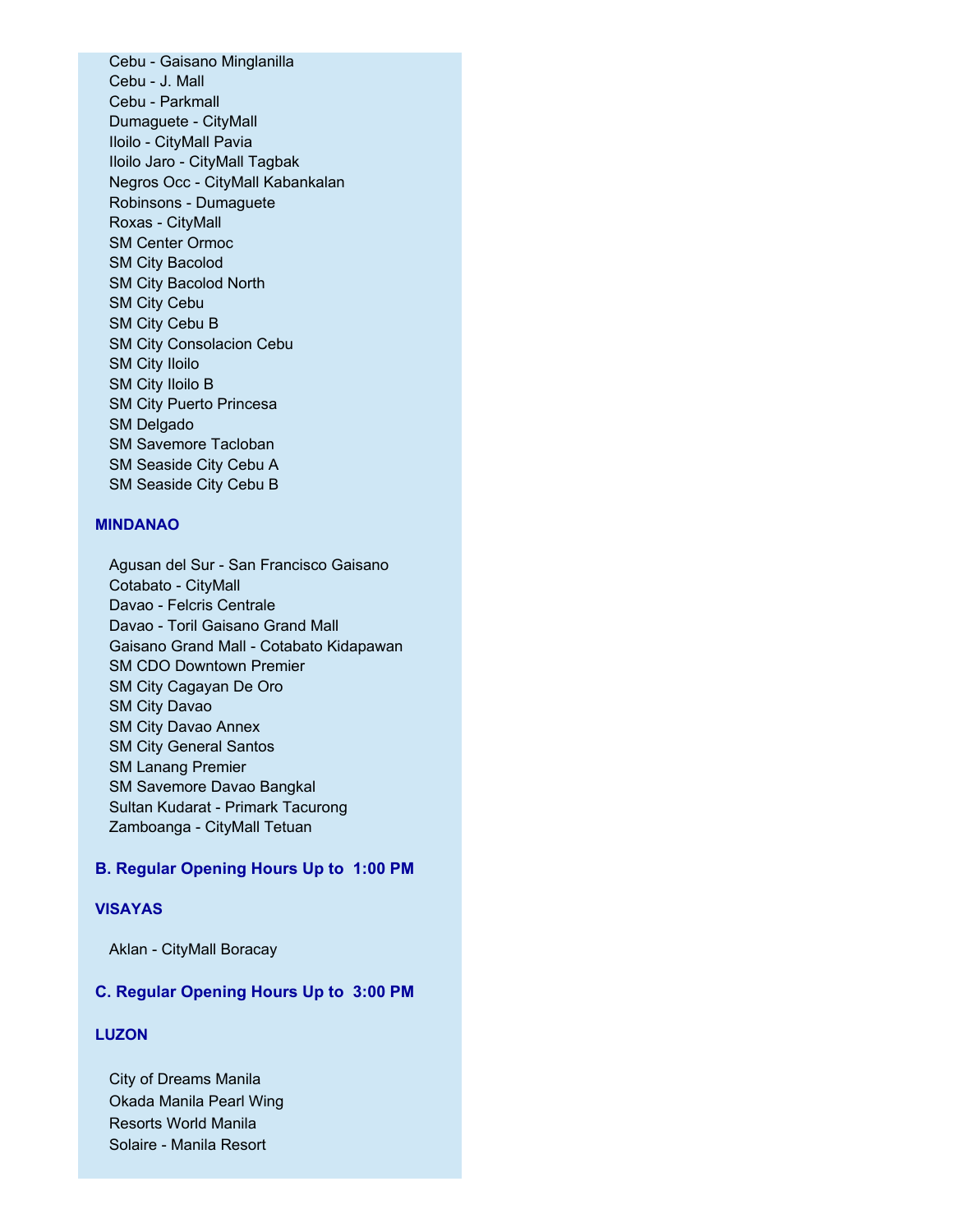Cebu - Gaisano Minglanilla
Cebu - J. Mall
Cebu - Parkmall
Dumaguete - CityMall
Iloilo - CityMall Pavia
Iloilo Jaro - CityMall Tagbak
Negros Occ - CityMall Kabankalan
Robinsons - Dumaguete
Roxas - CityMall
SM Center Ormoc
SM City Bacolod
SM City Bacolod North
SM City Cebu
SM City Cebu B
SM City Consolacion Cebu
SM City Iloilo
SM City Iloilo B
SM City Puerto Princesa
SM Delgado
SM Savemore Tacloban
SM Seaside City Cebu A
SM Seaside City Cebu B

**MINDANAO**

Agusan del Sur - San Francisco Gaisano
Cotabato - CityMall
Davao - Felcris Centrale
Davao - Toril Gaisano Grand Mall
Gaisano Grand Mall - Cotabato Kidapawan
SM CDO Downtown Premier
SM City Cagayan De Oro
SM City Davao
SM City Davao Annex
SM City General Santos
SM Lanang Premier
SM Savemore Davao Bangkal
Sultan Kudarat - Primark Tacurong
Zamboanga - CityMall Tetuan

**B. Regular Opening Hours Up to 1:00 PM**

**VISAYAS**

Aklan - CityMall Boracay

**C. Regular Opening Hours Up to 3:00 PM**

**LUZON**

City of Dreams Manila
Okada Manila Pearl Wing
Resorts World Manila
Solaire - Manila Resort